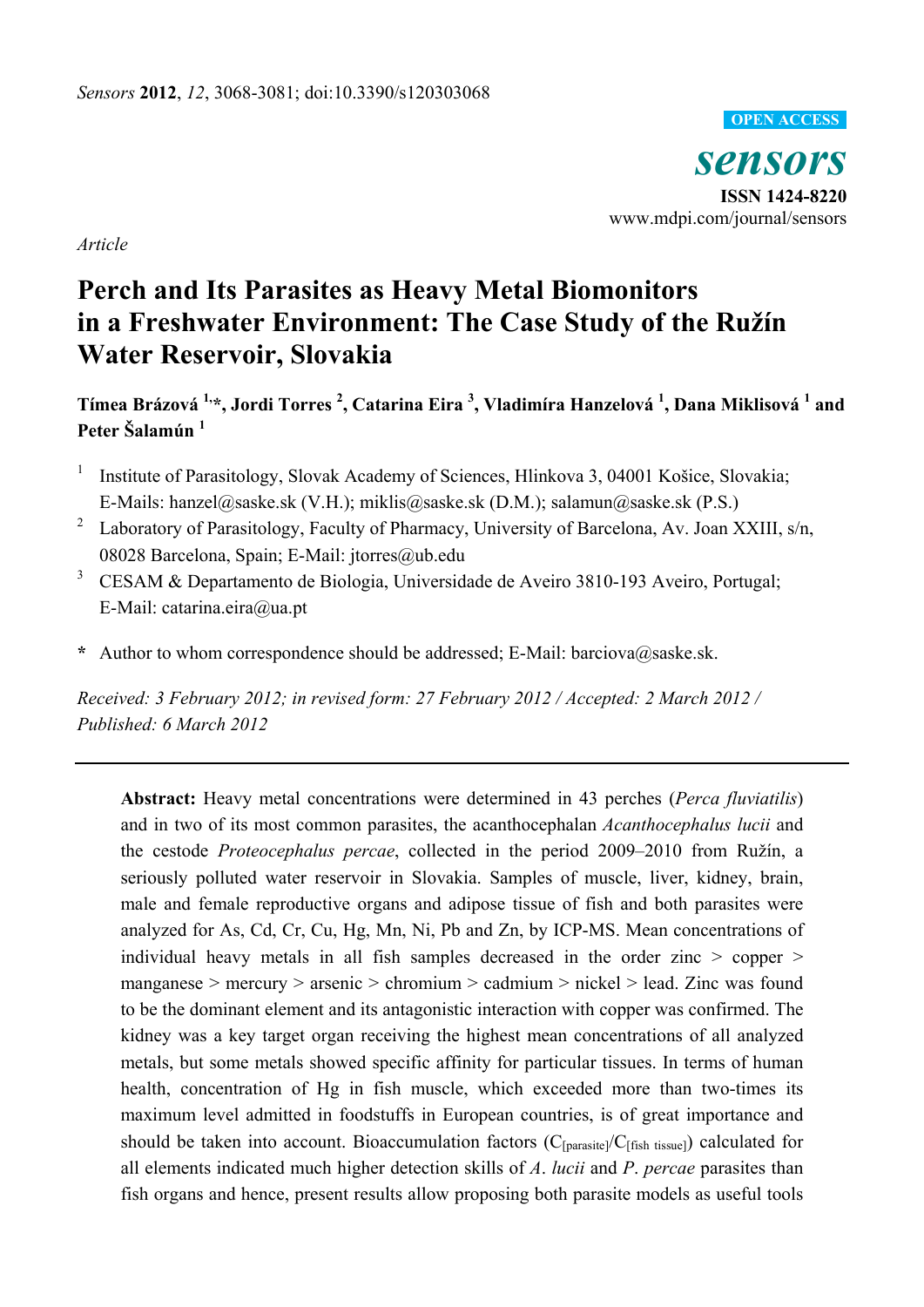*Article*

# Perch and Its Parasites as Heavy Metal Biomonitors in a Freshwater Environment: The Case Study of the Ružín Water Reservoir, Slovakia

**Tímea Brázová [1,*], Jordi Torres [2], Catarina Eira [3], Vladimíra Hanzelová [1], Dana Miklisová [1] and Peter Šalamún [1]**

[1] Institute of Parasitology, Slovak Academy of Sciences, Hlinkova 3, 04001 Košice, Slovakia; E-Mails: hanzel@saske.sk (V.H.); miklis@saske.sk (D.M.); salamun@saske.sk (P.S.)

[2] Laboratory of Parasitology, Faculty of Pharmacy, University of Barcelona, Av. Joan XXIII, s/n, 08028 Barcelona, Spain; E-Mail: jtorres@ub.edu

[3] CESAM & Departamento de Biologia, Universidade de Aveiro 3810-193 Aveiro, Portugal; E-Mail: catarina.eira@ua.pt

[*] Author to whom correspondence should be addressed; E-Mail: barciova@saske.sk.

*Received: 3 February 2012; in revised form: 27 February 2012 / Accepted: 2 March 2012 / Published: 6 March 2012*

---

**Abstract:** Heavy metal concentrations were determined in 43 perches (*Perca fluviatilis*) and in two of its most common parasites, the acanthocephalan *Acanthocephalus lucii* and the cestode *Proteocephalus percae*, collected in the period 2009–2010 from Ružín, a seriously polluted water reservoir in Slovakia. Samples of muscle, liver, kidney, brain, male and female reproductive organs and adipose tissue of fish and both parasites were analyzed for As, Cd, Cr, Cu, Hg, Mn, Ni, Pb and Zn, by ICP-MS. Mean concentrations of individual heavy metals in all fish samples decreased in the order zinc > copper > manganese > mercury > arsenic > chromium > cadmium > nickel > lead. Zinc was found to be the dominant element and its antagonistic interaction with copper was confirmed. The kidney was a key target organ receiving the highest mean concentrations of all analyzed metals, but some metals showed specific affinity for particular tissues. In terms of human health, concentration of Hg in fish muscle, which exceeded more than two-times its maximum level admitted in foodstuffs in European countries, is of great importance and should be taken into account. Bioaccumulation factors ($C_{[parasite]}/C_{[fish\ tissue]}$) calculated for all elements indicated much higher detection skills of *A. lucii* and *P. percae* parasites than fish organs and hence, present results allow proposing both parasite models as useful tools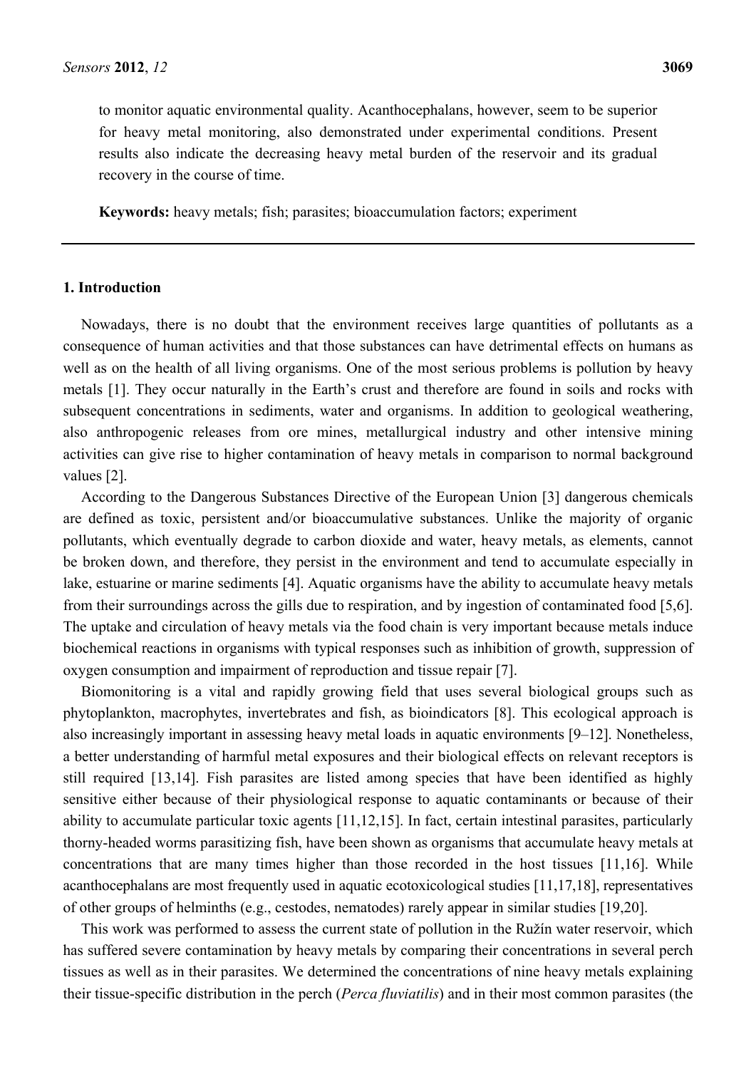to monitor aquatic environmental quality. Acanthocephalans, however, seem to be superior for heavy metal monitoring, also demonstrated under experimental conditions. Present results also indicate the decreasing heavy metal burden of the reservoir and its gradual recovery in the course of time.

**Keywords:** heavy metals; fish; parasites; bioaccumulation factors; experiment

## 1. Introduction

Nowadays, there is no doubt that the environment receives large quantities of pollutants as a consequence of human activities and that those substances can have detrimental effects on humans as well as on the health of all living organisms. One of the most serious problems is pollution by heavy metals [1]. They occur naturally in the Earth's crust and therefore are found in soils and rocks with subsequent concentrations in sediments, water and organisms. In addition to geological weathering, also anthropogenic releases from ore mines, metallurgical industry and other intensive mining activities can give rise to higher contamination of heavy metals in comparison to normal background values [2].

According to the Dangerous Substances Directive of the European Union [3] dangerous chemicals are defined as toxic, persistent and/or bioaccumulative substances. Unlike the majority of organic pollutants, which eventually degrade to carbon dioxide and water, heavy metals, as elements, cannot be broken down, and therefore, they persist in the environment and tend to accumulate especially in lake, estuarine or marine sediments [4]. Aquatic organisms have the ability to accumulate heavy metals from their surroundings across the gills due to respiration, and by ingestion of contaminated food [5,6]. The uptake and circulation of heavy metals via the food chain is very important because metals induce biochemical reactions in organisms with typical responses such as inhibition of growth, suppression of oxygen consumption and impairment of reproduction and tissue repair [7].

Biomonitoring is a vital and rapidly growing field that uses several biological groups such as phytoplankton, macrophytes, invertebrates and fish, as bioindicators [8]. This ecological approach is also increasingly important in assessing heavy metal loads in aquatic environments [9–12]. Nonetheless, a better understanding of harmful metal exposures and their biological effects on relevant receptors is still required [13,14]. Fish parasites are listed among species that have been identified as highly sensitive either because of their physiological response to aquatic contaminants or because of their ability to accumulate particular toxic agents [11,12,15]. In fact, certain intestinal parasites, particularly thorny-headed worms parasitizing fish, have been shown as organisms that accumulate heavy metals at concentrations that are many times higher than those recorded in the host tissues [11,16]. While acanthocephalans are most frequently used in aquatic ecotoxicological studies [11,17,18], representatives of other groups of helminths (e.g., cestodes, nematodes) rarely appear in similar studies [19,20].

This work was performed to assess the current state of pollution in the Ružín water reservoir, which has suffered severe contamination by heavy metals by comparing their concentrations in several perch tissues as well as in their parasites. We determined the concentrations of nine heavy metals explaining their tissue-specific distribution in the perch (*Perca fluviatilis*) and in their most common parasites (the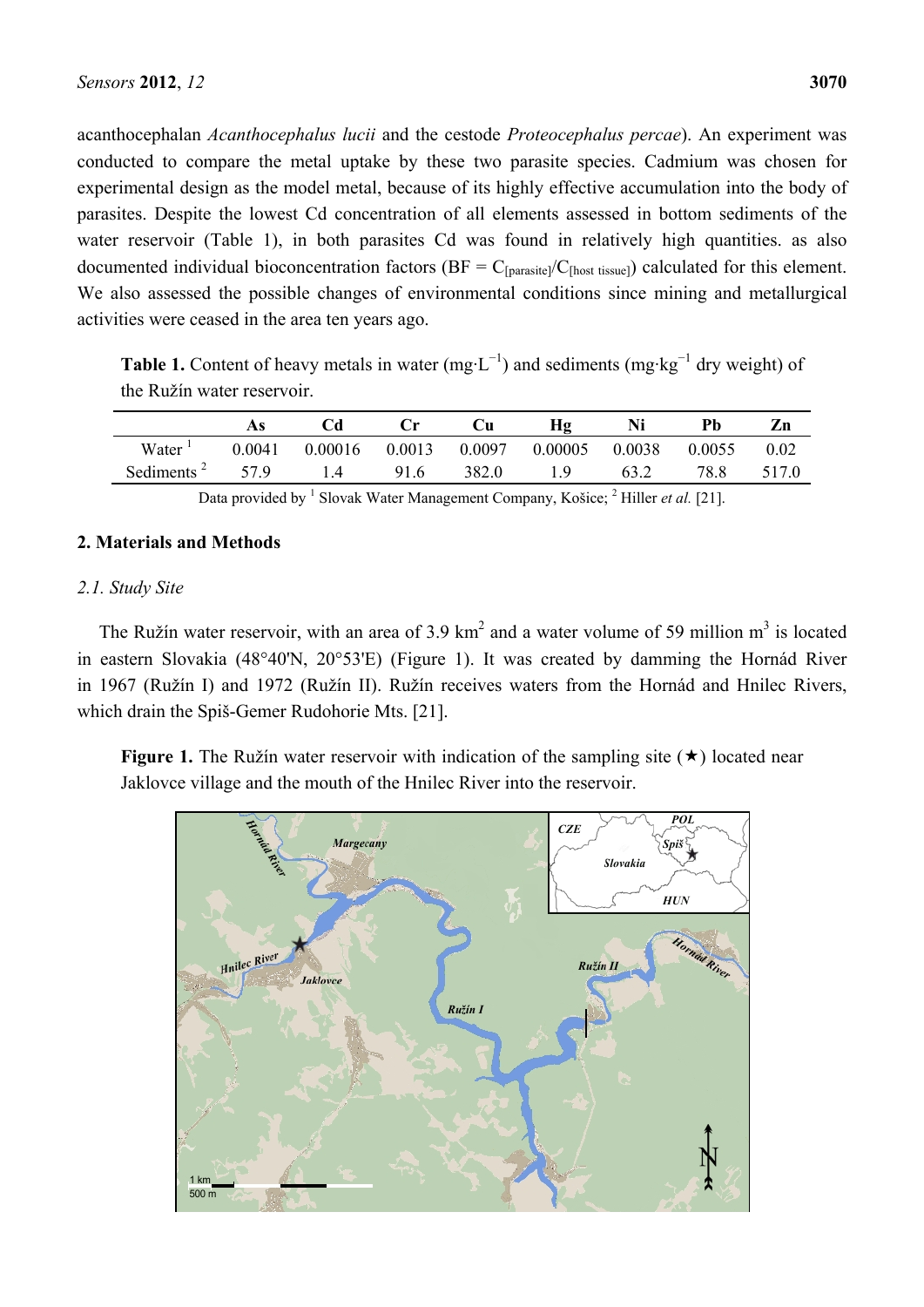acanthocephalan *Acanthocephalus lucii* and the cestode *Proteocephalus percae*). An experiment was conducted to compare the metal uptake by these two parasite species. Cadmium was chosen for experimental design as the model metal, because of its highly effective accumulation into the body of parasites. Despite the lowest Cd concentration of all elements assessed in bottom sediments of the water reservoir (Table 1), in both parasites Cd was found in relatively high quantities. as also documented individual bioconcentration factors (BF = $C_{[parasite]}/C_{[host\ tissue]}$) calculated for this element. We also assessed the possible changes of environmental conditions since mining and metallurgical activities were ceased in the area ten years ago.

**Table 1.** Content of heavy metals in water (mg·L$^{-1}$) and sediments (mg·kg$^{-1}$ dry weight) of the Ružín water reservoir.

| | As | Cd | Cr | Cu | Hg | Ni | Pb | Zn |
|---|---|---|---|---|---|---|---|---|
| Water [1] | 0.0041 | 0.00016 | 0.0013 | 0.0097 | 0.00005 | 0.0038 | 0.0055 | 0.02 |
| Sediments [2] | 57.9 | 1.4 | 91.6 | 382.0 | 1.9 | 63.2 | 78.8 | 517.0 |

Data provided by [1] Slovak Water Management Company, Košice; [2] Hiller *et al.* [21].

## 2. Materials and Methods

### 2.1. Study Site

The Ružín water reservoir, with an area of 3.9 km$^2$ and a water volume of 59 million m$^3$ is located in eastern Slovakia (48°40'N, 20°53'E) (Figure 1). It was created by damming the Hornád River in 1967 (Ružín I) and 1972 (Ružín II). Ružín receives waters from the Hornád and Hnilec Rivers, which drain the Spiš-Gemer Rudohorie Mts. [21].

**Figure 1.** The Ružín water reservoir with indication of the sampling site (★) located near Jaklovce village and the mouth of the Hnilec River into the reservoir.

Hornád River
Margecany
CZE
POL
Spiš
Slovakia
HUN
Hnilec River
Jaklovce
Ružín II
Hornád River
Ružín I
1 km
500 m
N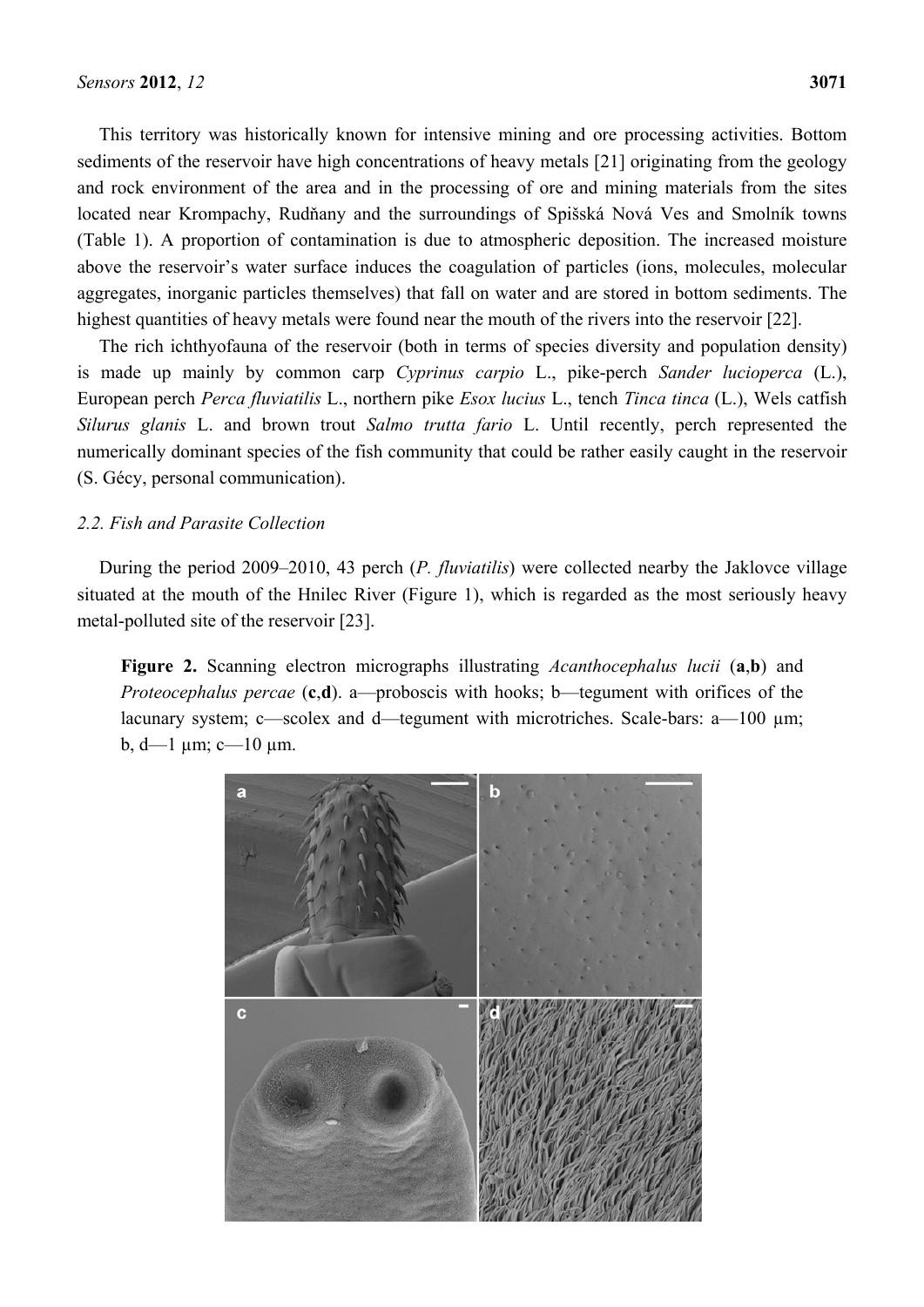This territory was historically known for intensive mining and ore processing activities. Bottom sediments of the reservoir have high concentrations of heavy metals [21] originating from the geology and rock environment of the area and in the processing of ore and mining materials from the sites located near Krompachy, Rudňany and the surroundings of Spišská Nová Ves and Smolník towns (Table 1). A proportion of contamination is due to atmospheric deposition. The increased moisture above the reservoir's water surface induces the coagulation of particles (ions, molecules, molecular aggregates, inorganic particles themselves) that fall on water and are stored in bottom sediments. The highest quantities of heavy metals were found near the mouth of the rivers into the reservoir [22].

The rich ichthyofauna of the reservoir (both in terms of species diversity and population density) is made up mainly by common carp *Cyprinus carpio* L., pike-perch *Sander lucioperca* (L.), European perch *Perca fluviatilis* L., northern pike *Esox lucius* L., tench *Tinca tinca* (L.), Wels catfish *Silurus glanis* L. and brown trout *Salmo trutta fario* L. Until recently, perch represented the numerically dominant species of the fish community that could be rather easily caught in the reservoir (S. Gécy, personal communication).

### *2.2. Fish and Parasite Collection*

During the period 2009–2010, 43 perch (*P. fluviatilis*) were collected nearby the Jaklovce village situated at the mouth of the Hnilec River (Figure 1), which is regarded as the most seriously heavy metal-polluted site of the reservoir [23].

**Figure 2.** Scanning electron micrographs illustrating *Acanthocephalus lucii* (**a**,**b**) and *Proteocephalus percae* (**c**,**d**). a—proboscis with hooks; b—tegument with orifices of the lacunary system; c—scolex and d—tegument with microtriches. Scale-bars: a—100 µm; b, d—1 µm; c—10 µm.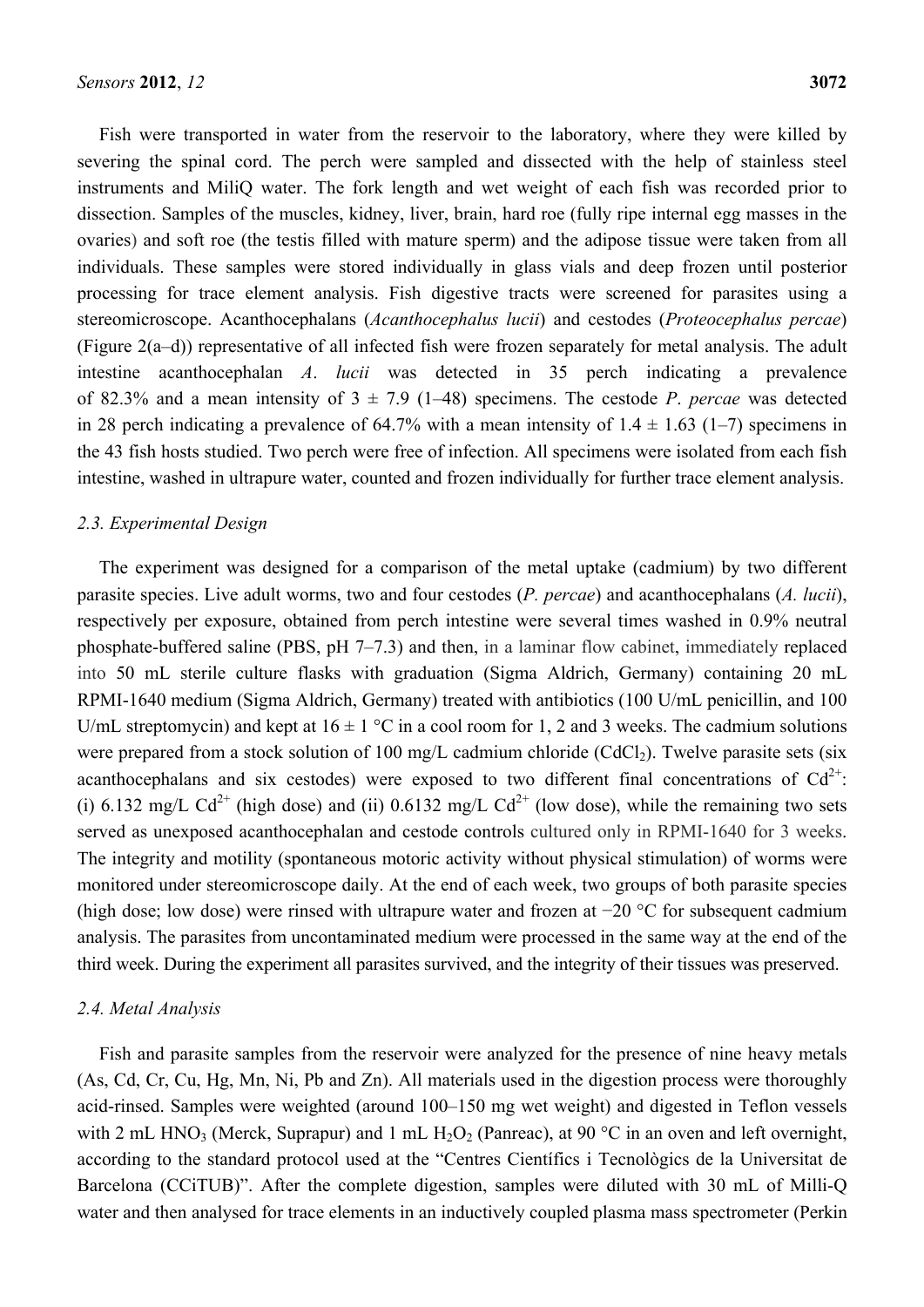Fish were transported in water from the reservoir to the laboratory, where they were killed by severing the spinal cord. The perch were sampled and dissected with the help of stainless steel instruments and MiliQ water. The fork length and wet weight of each fish was recorded prior to dissection. Samples of the muscles, kidney, liver, brain, hard roe (fully ripe internal egg masses in the ovaries) and soft roe (the testis filled with mature sperm) and the adipose tissue were taken from all individuals. These samples were stored individually in glass vials and deep frozen until posterior processing for trace element analysis. Fish digestive tracts were screened for parasites using a stereomicroscope. Acanthocephalans (*Acanthocephalus lucii*) and cestodes (*Proteocephalus percae*) (Figure 2(a–d)) representative of all infected fish were frozen separately for metal analysis. The adult intestine acanthocephalan *A*. *lucii* was detected in 35 perch indicating a prevalence of 82.3% and a mean intensity of 3 ± 7.9 (1–48) specimens. The cestode *P*. *percae* was detected in 28 perch indicating a prevalence of 64.7% with a mean intensity of 1.4 ± 1.63 (1–7) specimens in the 43 fish hosts studied. Two perch were free of infection. All specimens were isolated from each fish intestine, washed in ultrapure water, counted and frozen individually for further trace element analysis.

### *2.3. Experimental Design*

The experiment was designed for a comparison of the metal uptake (cadmium) by two different parasite species. Live adult worms, two and four cestodes (*P. percae*) and acanthocephalans (*A. lucii*), respectively per exposure, obtained from perch intestine were several times washed in 0.9% neutral phosphate-buffered saline (PBS, pH 7–7.3) and then, in a laminar flow cabinet, immediately replaced into 50 mL sterile culture flasks with graduation (Sigma Aldrich, Germany) containing 20 mL RPMI-1640 medium (Sigma Aldrich, Germany) treated with antibiotics (100 U/mL penicillin, and 100 U/mL streptomycin) and kept at 16 ± 1 °C in a cool room for 1, 2 and 3 weeks. The cadmium solutions were prepared from a stock solution of 100 mg/L cadmium chloride ($CdCl_2$). Twelve parasite sets (six acanthocephalans and six cestodes) were exposed to two different final concentrations of $Cd^{2+}$: (i) 6.132 mg/L $Cd^{2+}$ (high dose) and (ii) 0.6132 mg/L $Cd^{2+}$ (low dose), while the remaining two sets served as unexposed acanthocephalan and cestode controls cultured only in RPMI-1640 for 3 weeks. The integrity and motility (spontaneous motoric activity without physical stimulation) of worms were monitored under stereomicroscope daily. At the end of each week, two groups of both parasite species (high dose; low dose) were rinsed with ultrapure water and frozen at −20 °C for subsequent cadmium analysis. The parasites from uncontaminated medium were processed in the same way at the end of the third week. During the experiment all parasites survived, and the integrity of their tissues was preserved.

### *2.4. Metal Analysis*

Fish and parasite samples from the reservoir were analyzed for the presence of nine heavy metals (As, Cd, Cr, Cu, Hg, Mn, Ni, Pb and Zn). All materials used in the digestion process were thoroughly acid-rinsed. Samples were weighted (around 100–150 mg wet weight) and digested in Teflon vessels with 2 mL $HNO_3$ (Merck, Suprapur) and 1 mL $H_2O_2$ (Panreac), at 90 °C in an oven and left overnight, according to the standard protocol used at the "Centres Científics i Tecnològics de la Universitat de Barcelona (CCiTUB)". After the complete digestion, samples were diluted with 30 mL of Milli-Q water and then analysed for trace elements in an inductively coupled plasma mass spectrometer (Perkin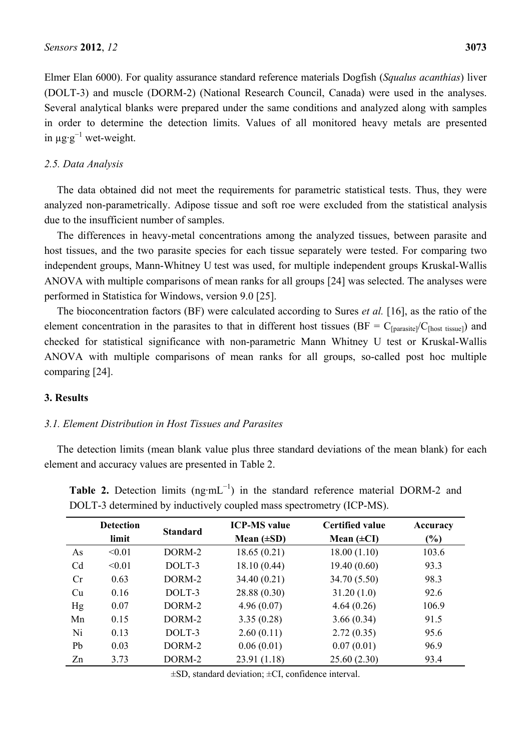Elmer Elan 6000). For quality assurance standard reference materials Dogfish (*Squalus acanthias*) liver (DOLT-3) and muscle (DORM-2) (National Research Council, Canada) were used in the analyses. Several analytical blanks were prepared under the same conditions and analyzed along with samples in order to determine the detection limits. Values of all monitored heavy metals are presented in $\mu g \cdot g^{-1}$ wet-weight.

### 2.5. Data Analysis

The data obtained did not meet the requirements for parametric statistical tests. Thus, they were analyzed non-parametrically. Adipose tissue and soft roe were excluded from the statistical analysis due to the insufficient number of samples.

The differences in heavy-metal concentrations among the analyzed tissues, between parasite and host tissues, and the two parasite species for each tissue separately were tested. For comparing two independent groups, Mann-Whitney U test was used, for multiple independent groups Kruskal-Wallis ANOVA with multiple comparisons of mean ranks for all groups [24] was selected. The analyses were performed in Statistica for Windows, version 9.0 [25].

The bioconcentration factors (BF) were calculated according to Sures *et al.* [16], as the ratio of the element concentration in the parasites to that in different host tissues ($BF = C_{[parasite]}/C_{[host\ tissue]}$) and checked for statistical significance with non-parametric Mann Whitney U test or Kruskal-Wallis ANOVA with multiple comparisons of mean ranks for all groups, so-called post hoc multiple comparing [24].

## 3. Results

### 3.1. Element Distribution in Host Tissues and Parasites

The detection limits (mean blank value plus three standard deviations of the mean blank) for each element and accuracy values are presented in Table 2.

**Table 2.** Detection limits ($ng \cdot mL^{-1}$) in the standard reference material DORM-2 and DOLT-3 determined by inductively coupled mass spectrometry (ICP-MS).

| | Detection limit | Standard | ICP-MS value Mean (±SD) | Certified value Mean (±CI) | Accuracy (%) |
|---|---|---|---|---|---|
| As | <0.01 | DORM-2 | 18.65 (0.21) | 18.00 (1.10) | 103.6 |
| Cd | <0.01 | DOLT-3 | 18.10 (0.44) | 19.40 (0.60) | 93.3 |
| Cr | 0.63 | DORM-2 | 34.40 (0.21) | 34.70 (5.50) | 98.3 |
| Cu | 0.16 | DOLT-3 | 28.88 (0.30) | 31.20 (1.0) | 92.6 |
| Hg | 0.07 | DORM-2 | 4.96 (0.07) | 4.64 (0.26) | 106.9 |
| Mn | 0.15 | DORM-2 | 3.35 (0.28) | 3.66 (0.34) | 91.5 |
| Ni | 0.13 | DOLT-3 | 2.60 (0.11) | 2.72 (0.35) | 95.6 |
| Pb | 0.03 | DORM-2 | 0.06 (0.01) | 0.07 (0.01) | 96.9 |
| Zn | 3.73 | DORM-2 | 23.91 (1.18) | 25.60 (2.30) | 93.4 |

±SD, standard deviation; ±CI, confidence interval.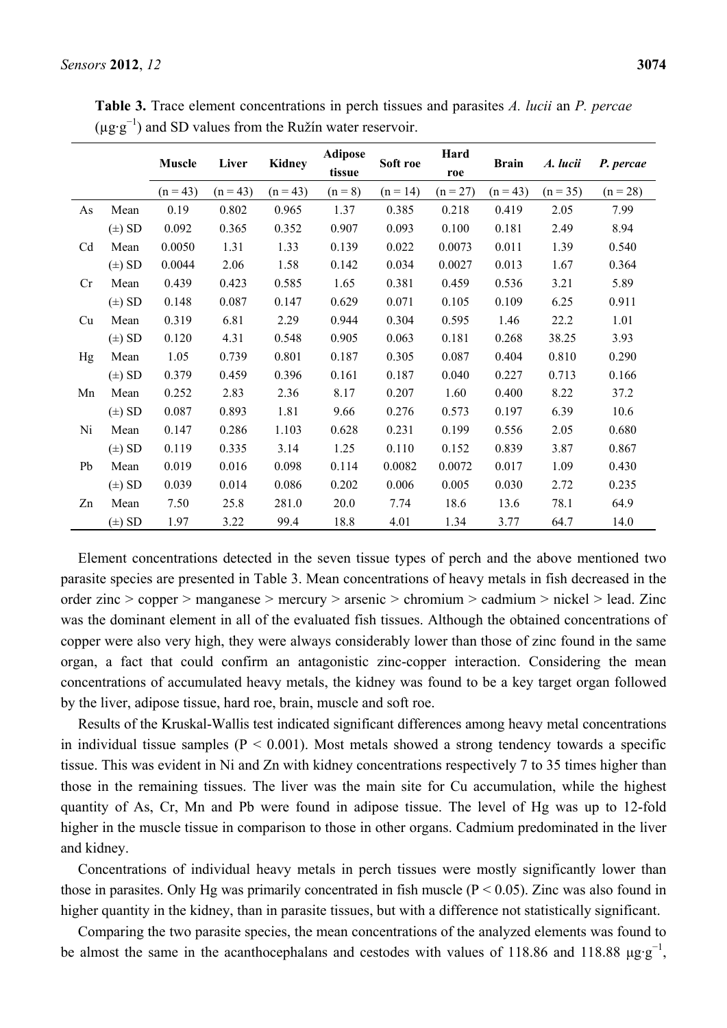**Table 3.** Trace element concentrations in perch tissues and parasites *A. lucii* an *P. percae* ($\mu g \cdot g^{-1}$) and SD values from the Ružín water reservoir.

| | | Muscle | Liver | Kidney | Adipose tissue | Soft roe | Hard roe | Brain | *A. lucii* | *P. percae* |
|---|---|---|---|---|---|---|---|---|---|---|
| | | (n = 43) | (n = 43) | (n = 43) | (n = 8) | (n = 14) | (n = 27) | (n = 43) | (n = 35) | (n = 28) |
| As | Mean | 0.19 | 0.802 | 0.965 | 1.37 | 0.385 | 0.218 | 0.419 | 2.05 | 7.99 |
| | (±) SD | 0.092 | 0.365 | 0.352 | 0.907 | 0.093 | 0.100 | 0.181 | 2.49 | 8.94 |
| Cd | Mean | 0.0050 | 1.31 | 1.33 | 0.139 | 0.022 | 0.0073 | 0.011 | 1.39 | 0.540 |
| | (±) SD | 0.0044 | 2.06 | 1.58 | 0.142 | 0.034 | 0.0027 | 0.013 | 1.67 | 0.364 |
| Cr | Mean | 0.439 | 0.423 | 0.585 | 1.65 | 0.381 | 0.459 | 0.536 | 3.21 | 5.89 |
| | (±) SD | 0.148 | 0.087 | 0.147 | 0.629 | 0.071 | 0.105 | 0.109 | 6.25 | 0.911 |
| Cu | Mean | 0.319 | 6.81 | 2.29 | 0.944 | 0.304 | 0.595 | 1.46 | 22.2 | 1.01 |
| | (±) SD | 0.120 | 4.31 | 0.548 | 0.905 | 0.063 | 0.181 | 0.268 | 38.25 | 3.93 |
| Hg | Mean | 1.05 | 0.739 | 0.801 | 0.187 | 0.305 | 0.087 | 0.404 | 0.810 | 0.290 |
| | (±) SD | 0.379 | 0.459 | 0.396 | 0.161 | 0.187 | 0.040 | 0.227 | 0.713 | 0.166 |
| Mn | Mean | 0.252 | 2.83 | 2.36 | 8.17 | 0.207 | 1.60 | 0.400 | 8.22 | 37.2 |
| | (±) SD | 0.087 | 0.893 | 1.81 | 9.66 | 0.276 | 0.573 | 0.197 | 6.39 | 10.6 |
| Ni | Mean | 0.147 | 0.286 | 1.103 | 0.628 | 0.231 | 0.199 | 0.556 | 2.05 | 0.680 |
| | (±) SD | 0.119 | 0.335 | 3.14 | 1.25 | 0.110 | 0.152 | 0.839 | 3.87 | 0.867 |
| Pb | Mean | 0.019 | 0.016 | 0.098 | 0.114 | 0.0082 | 0.0072 | 0.017 | 1.09 | 0.430 |
| | (±) SD | 0.039 | 0.014 | 0.086 | 0.202 | 0.006 | 0.005 | 0.030 | 2.72 | 0.235 |
| Zn | Mean | 7.50 | 25.8 | 281.0 | 20.0 | 7.74 | 18.6 | 13.6 | 78.1 | 64.9 |
| | (±) SD | 1.97 | 3.22 | 99.4 | 18.8 | 4.01 | 1.34 | 3.77 | 64.7 | 14.0 |

Element concentrations detected in the seven tissue types of perch and the above mentioned two parasite species are presented in Table 3. Mean concentrations of heavy metals in fish decreased in the order zinc > copper > manganese > mercury > arsenic > chromium > cadmium > nickel > lead. Zinc was the dominant element in all of the evaluated fish tissues. Although the obtained concentrations of copper were also very high, they were always considerably lower than those of zinc found in the same organ, a fact that could confirm an antagonistic zinc-copper interaction. Considering the mean concentrations of accumulated heavy metals, the kidney was found to be a key target organ followed by the liver, adipose tissue, hard roe, brain, muscle and soft roe.

Results of the Kruskal-Wallis test indicated significant differences among heavy metal concentrations in individual tissue samples ($P < 0.001$). Most metals showed a strong tendency towards a specific tissue. This was evident in Ni and Zn with kidney concentrations respectively 7 to 35 times higher than those in the remaining tissues. The liver was the main site for Cu accumulation, while the highest quantity of As, Cr, Mn and Pb were found in adipose tissue. The level of Hg was up to 12-fold higher in the muscle tissue in comparison to those in other organs. Cadmium predominated in the liver and kidney.

Concentrations of individual heavy metals in perch tissues were mostly significantly lower than those in parasites. Only Hg was primarily concentrated in fish muscle ($P < 0.05$). Zinc was also found in higher quantity in the kidney, than in parasite tissues, but with a difference not statistically significant.

Comparing the two parasite species, the mean concentrations of the analyzed elements was found to be almost the same in the acanthocephalans and cestodes with values of 118.86 and 118.88 $\mu g \cdot g^{-1}$,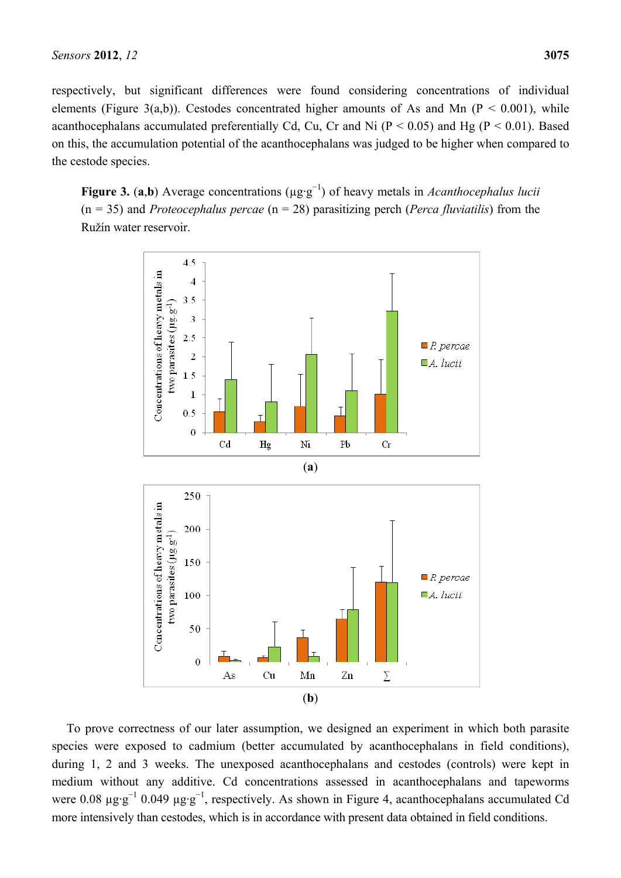respectively, but significant differences were found considering concentrations of individual elements (Figure 3(a,b)). Cestodes concentrated higher amounts of As and Mn ($P < 0.001$), while acanthocephalans accumulated preferentially Cd, Cu, Cr and Ni ($P < 0.05$) and Hg ($P < 0.01$). Based on this, the accumulation potential of the acanthocephalans was judged to be higher when compared to the cestode species.

**Figure 3.** (**a**,**b**) Average concentrations ($\mu g \cdot g^{-1}$) of heavy metals in *Acanthocephalus lucii* (n = 35) and *Proteocephalus percae* (n = 28) parasitizing perch (*Perca fluviatilis*) from the Ružín water reservoir.

Concentrations of heavy metals in two parasites ($\mu g \cdot g^{-1}$)

4.5
4
3.5
3
2.5
2
1.5
1
0.5
0

Cd Hg Ni Pb Cr

*P. percae*
*A. lucii*

(**a**)

Concentrations of heavy metals in two parasites ($\mu g \cdot g^{-1}$)

250
200
150
100
50
0

As Cu Mn Zn ∑

*P. percae*
*A. lucii*

(**b**)

To prove correctness of our later assumption, we designed an experiment in which both parasite species were exposed to cadmium (better accumulated by acanthocephalans in field conditions), during 1, 2 and 3 weeks. The unexposed acanthocephalans and cestodes (controls) were kept in medium without any additive. Cd concentrations assessed in acanthocephalans and tapeworms were 0.08 $\mu g \cdot g^{-1}$ 0.049 $\mu g \cdot g^{-1}$, respectively. As shown in Figure 4, acanthocephalans accumulated Cd more intensively than cestodes, which is in accordance with present data obtained in field conditions.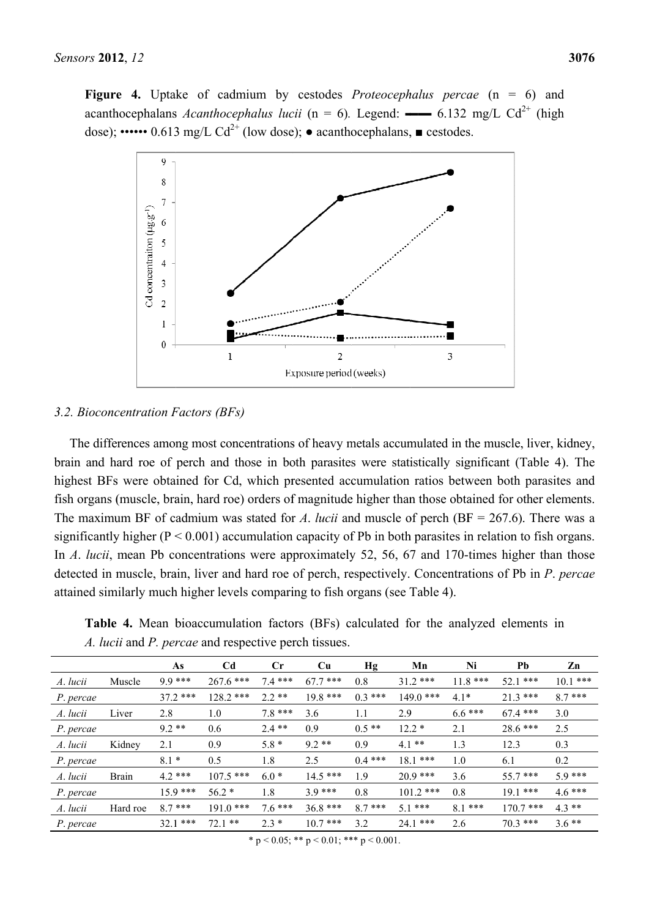**Figure 4.** Uptake of cadmium by cestodes *Proteocephalus percae* (n = 6) and acanthocephalans *Acanthocephalus lucii* (n = 6). Legend: ▬▬ 6.132 mg/L $Cd^{2+}$ (high dose); •••••• 0.613 mg/L $Cd^{2+}$ (low dose); ● acanthocephalans, ■ cestodes.

Cd concentraiton ($\mu g \cdot g^{-1}$)

9
8
7
6
5
4
3
2
1
0

1 2 3

Exposure period (weeks)

### 3.2. Bioconcentration Factors (BFs)

The differences among most concentrations of heavy metals accumulated in the muscle, liver, kidney, brain and hard roe of perch and those in both parasites were statistically significant (Table 4). The highest BFs were obtained for Cd, which presented accumulation ratios between both parasites and fish organs (muscle, brain, hard roe) orders of magnitude higher than those obtained for other elements. The maximum BF of cadmium was stated for *A. lucii* and muscle of perch (BF = 267.6). There was a significantly higher ($P < 0.001$) accumulation capacity of Pb in both parasites in relation to fish organs. In *A. lucii*, mean Pb concentrations were approximately 52, 56, 67 and 170-times higher than those detected in muscle, brain, liver and hard roe of perch, respectively. Concentrations of Pb in *P. percae* attained similarly much higher levels comparing to fish organs (see Table 4).

**Table 4.** Mean bioaccumulation factors (BFs) calculated for the analyzed elements in *A. lucii* and *P. percae* and respective perch tissues.

| | | As | Cd | Cr | Cu | Hg | Mn | Ni | Pb | Zn |
|---|---|---|---|---|---|---|---|---|---|---|
| *A. lucii* | Muscle | 9.9 *** | 267.6 *** | 7.4 *** | 67.7 *** | 0.8 | 31.2 *** | 11.8 *** | 52.1 *** | 10.1 *** |
| *P. percae* | | 37.2 *** | 128.2 *** | 2.2 ** | 19.8 *** | 0.3 *** | 149.0 *** | 4.1* | 21.3 *** | 8.7 *** |
| *A. lucii* | Liver | 2.8 | 1.0 | 7.8 *** | 3.6 | 1.1 | 2.9 | 6.6 *** | 67.4 *** | 3.0 |
| *P. percae* | | 9.2 ** | 0.6 | 2.4 ** | 0.9 | 0.5 ** | 12.2 * | 2.1 | 28.6 *** | 2.5 |
| *A. lucii* | Kidney | 2.1 | 0.9 | 5.8 * | 9.2 ** | 0.9 | 4.1 ** | 1.3 | 12.3 | 0.3 |
| *P. percae* | | 8.1 * | 0.5 | 1.8 | 2.5 | 0.4 *** | 18.1 *** | 1.0 | 6.1 | 0.2 |
| *A. lucii* | Brain | 4.2 *** | 107.5 *** | 6.0 * | 14.5 *** | 1.9 | 20.9 *** | 3.6 | 55.7 *** | 5.9 *** |
| *P. percae* | | 15.9 *** | 56.2 * | 1.8 | 3.9 *** | 0.8 | 101.2 *** | 0.8 | 19.1 *** | 4.6 *** |
| *A. lucii* | Hard roe | 8.7 *** | 191.0 *** | 7.6 *** | 36.8 *** | 8.7 *** | 5.1 *** | 8.1 *** | 170.7 *** | 4.3 ** |
| *P. percae* | | 32.1 *** | 72.1 ** | 2.3 * | 10.7 *** | 3.2 | 24.1 *** | 2.6 | 70.3 *** | 3.6 ** |

* $p < 0.05$; ** $p < 0.01$; *** $p < 0.001$.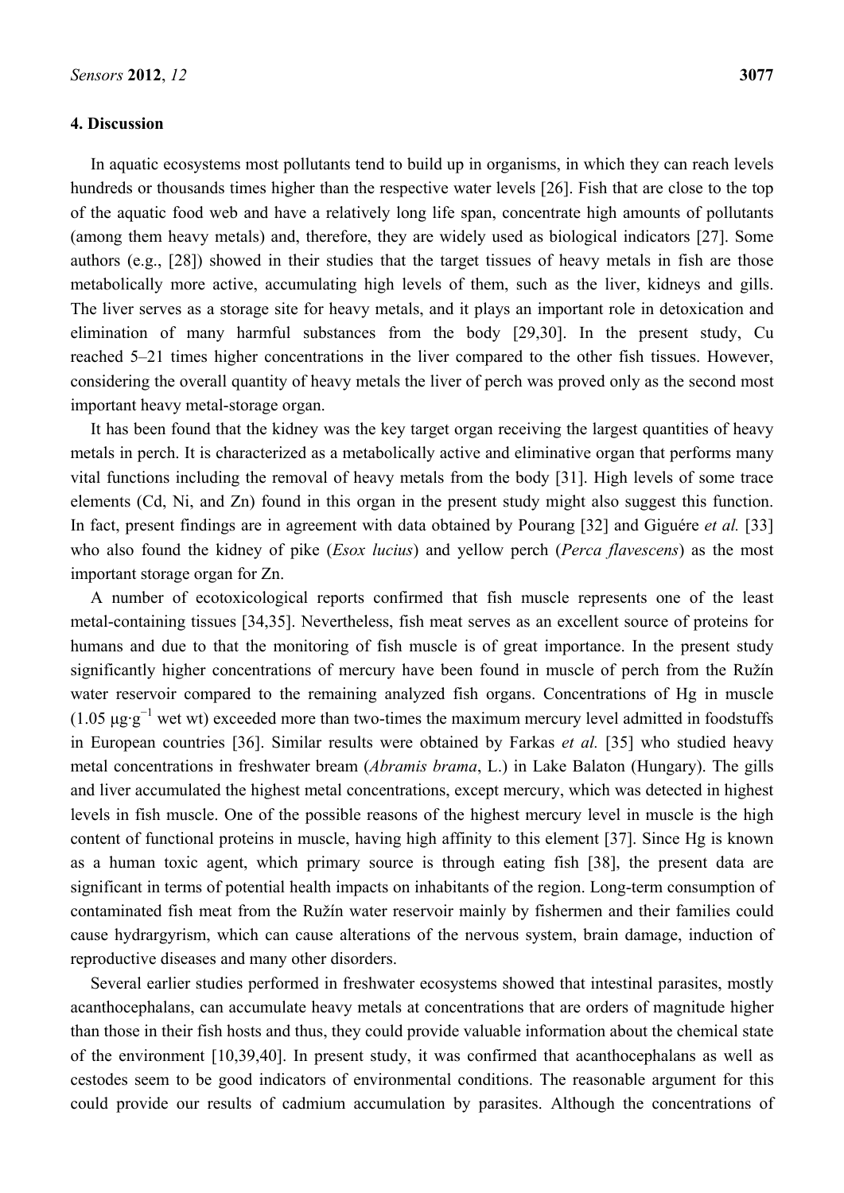## 4. Discussion

In aquatic ecosystems most pollutants tend to build up in organisms, in which they can reach levels hundreds or thousands times higher than the respective water levels [26]. Fish that are close to the top of the aquatic food web and have a relatively long life span, concentrate high amounts of pollutants (among them heavy metals) and, therefore, they are widely used as biological indicators [27]. Some authors (e.g., [28]) showed in their studies that the target tissues of heavy metals in fish are those metabolically more active, accumulating high levels of them, such as the liver, kidneys and gills. The liver serves as a storage site for heavy metals, and it plays an important role in detoxication and elimination of many harmful substances from the body [29,30]. In the present study, Cu reached 5–21 times higher concentrations in the liver compared to the other fish tissues. However, considering the overall quantity of heavy metals the liver of perch was proved only as the second most important heavy metal-storage organ.

It has been found that the kidney was the key target organ receiving the largest quantities of heavy metals in perch. It is characterized as a metabolically active and eliminative organ that performs many vital functions including the removal of heavy metals from the body [31]. High levels of some trace elements (Cd, Ni, and Zn) found in this organ in the present study might also suggest this function. In fact, present findings are in agreement with data obtained by Pourang [32] and Giguére *et al.* [33] who also found the kidney of pike (*Esox lucius*) and yellow perch (*Perca flavescens*) as the most important storage organ for Zn.

A number of ecotoxicological reports confirmed that fish muscle represents one of the least metal-containing tissues [34,35]. Nevertheless, fish meat serves as an excellent source of proteins for humans and due to that the monitoring of fish muscle is of great importance. In the present study significantly higher concentrations of mercury have been found in muscle of perch from the Ružín water reservoir compared to the remaining analyzed fish organs. Concentrations of Hg in muscle ($1.05\ \mu g \cdot g^{-1}$ wet wt) exceeded more than two-times the maximum mercury level admitted in foodstuffs in European countries [36]. Similar results were obtained by Farkas *et al.* [35] who studied heavy metal concentrations in freshwater bream (*Abramis brama*, L.) in Lake Balaton (Hungary). The gills and liver accumulated the highest metal concentrations, except mercury, which was detected in highest levels in fish muscle. One of the possible reasons of the highest mercury level in muscle is the high content of functional proteins in muscle, having high affinity to this element [37]. Since Hg is known as a human toxic agent, which primary source is through eating fish [38], the present data are significant in terms of potential health impacts on inhabitants of the region. Long-term consumption of contaminated fish meat from the Ružín water reservoir mainly by fishermen and their families could cause hydrargyrism, which can cause alterations of the nervous system, brain damage, induction of reproductive diseases and many other disorders.

Several earlier studies performed in freshwater ecosystems showed that intestinal parasites, mostly acanthocephalans, can accumulate heavy metals at concentrations that are orders of magnitude higher than those in their fish hosts and thus, they could provide valuable information about the chemical state of the environment [10,39,40]. In present study, it was confirmed that acanthocephalans as well as cestodes seem to be good indicators of environmental conditions. The reasonable argument for this could provide our results of cadmium accumulation by parasites. Although the concentrations of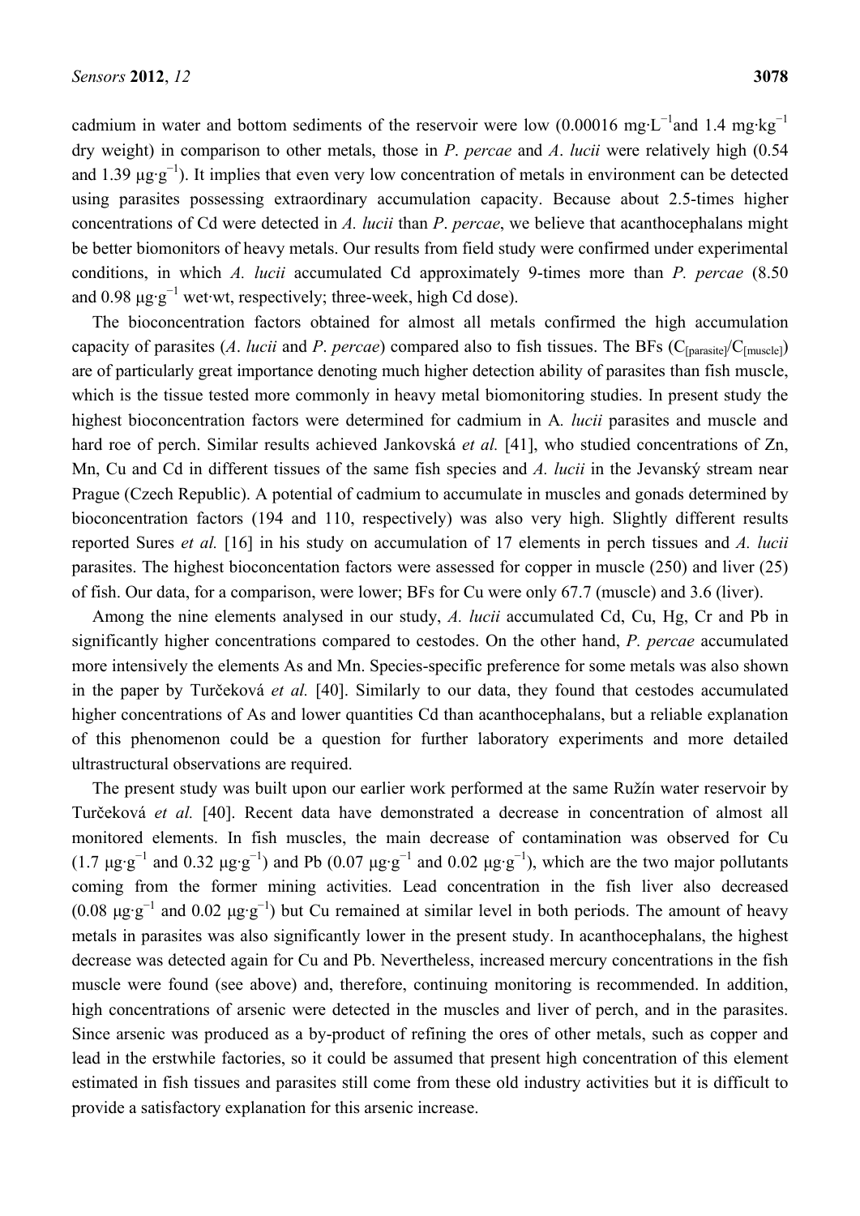cadmium in water and bottom sediments of the reservoir were low (0.00016 $mg \cdot L^{-1}$and 1.4 $mg \cdot kg^{-1}$ dry weight) in comparison to other metals, those in *P*. *percae* and *A*. *lucii* were relatively high (0.54 and 1.39 $\mu g \cdot g^{-1}$). It implies that even very low concentration of metals in environment can be detected using parasites possessing extraordinary accumulation capacity. Because about 2.5-times higher concentrations of Cd were detected in *A. lucii* than *P*. *percae*, we believe that acanthocephalans might be better biomonitors of heavy metals. Our results from field study were confirmed under experimental conditions, in which *A. lucii* accumulated Cd approximately 9-times more than *P. percae* (8.50 and 0.98 $\mu g \cdot g^{-1}$ wet·wt, respectively; three-week, high Cd dose).

The bioconcentration factors obtained for almost all metals confirmed the high accumulation capacity of parasites (*A*. *lucii* and *P*. *percae*) compared also to fish tissues. The BFs ($C_{[parasite]}/C_{[muscle]}$) are of particularly great importance denoting much higher detection ability of parasites than fish muscle, which is the tissue tested more commonly in heavy metal biomonitoring studies. In present study the highest bioconcentration factors were determined for cadmium in A*. lucii* parasites and muscle and hard roe of perch. Similar results achieved Jankovská *et al.* [41], who studied concentrations of Zn, Mn, Cu and Cd in different tissues of the same fish species and *A. lucii* in the Jevanský stream near Prague (Czech Republic). A potential of cadmium to accumulate in muscles and gonads determined by bioconcentration factors (194 and 110, respectively) was also very high. Slightly different results reported Sures *et al.* [16] in his study on accumulation of 17 elements in perch tissues and *A. lucii* parasites. The highest bioconcentation factors were assessed for copper in muscle (250) and liver (25) of fish. Our data, for a comparison, were lower; BFs for Cu were only 67.7 (muscle) and 3.6 (liver).

Among the nine elements analysed in our study, *A. lucii* accumulated Cd, Cu, Hg, Cr and Pb in significantly higher concentrations compared to cestodes. On the other hand, *P. percae* accumulated more intensively the elements As and Mn. Species-specific preference for some metals was also shown in the paper by Turčeková *et al.* [40]. Similarly to our data, they found that cestodes accumulated higher concentrations of As and lower quantities Cd than acanthocephalans, but a reliable explanation of this phenomenon could be a question for further laboratory experiments and more detailed ultrastructural observations are required.

The present study was built upon our earlier work performed at the same Ružín water reservoir by Turčeková *et al.* [40]. Recent data have demonstrated a decrease in concentration of almost all monitored elements. In fish muscles, the main decrease of contamination was observed for Cu (1.7 $\mu g \cdot g^{-1}$ and 0.32 $\mu g \cdot g^{-1}$) and Pb (0.07 $\mu g \cdot g^{-1}$ and 0.02 $\mu g \cdot g^{-1}$), which are the two major pollutants coming from the former mining activities. Lead concentration in the fish liver also decreased (0.08 $\mu g \cdot g^{-1}$ and 0.02 $\mu g \cdot g^{-1}$) but Cu remained at similar level in both periods. The amount of heavy metals in parasites was also significantly lower in the present study. In acanthocephalans, the highest decrease was detected again for Cu and Pb. Nevertheless, increased mercury concentrations in the fish muscle were found (see above) and, therefore, continuing monitoring is recommended. In addition, high concentrations of arsenic were detected in the muscles and liver of perch, and in the parasites. Since arsenic was produced as a by-product of refining the ores of other metals, such as copper and lead in the erstwhile factories, so it could be assumed that present high concentration of this element estimated in fish tissues and parasites still come from these old industry activities but it is difficult to provide a satisfactory explanation for this arsenic increase.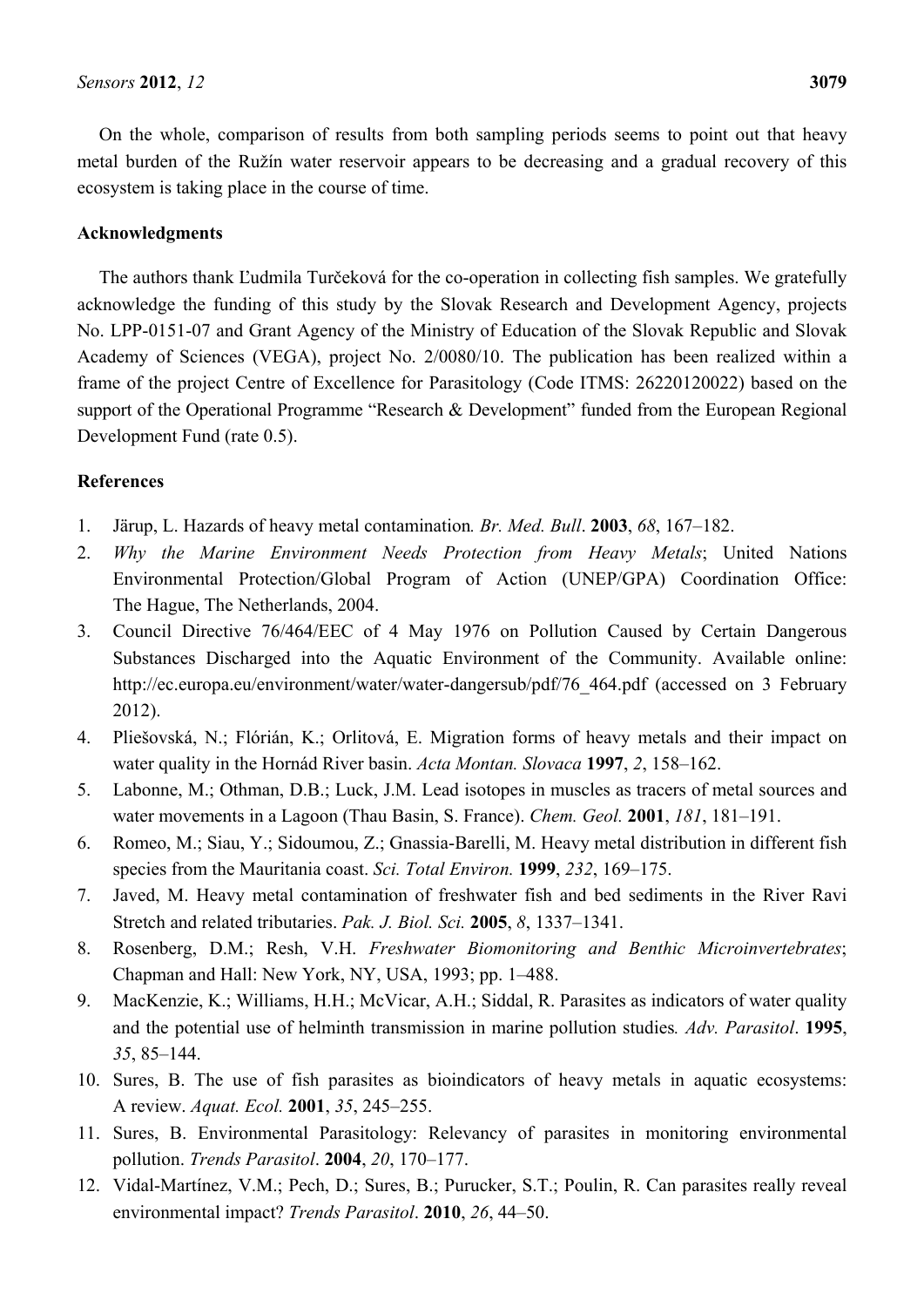On the whole, comparison of results from both sampling periods seems to point out that heavy metal burden of the Ružín water reservoir appears to be decreasing and a gradual recovery of this ecosystem is taking place in the course of time.

## Acknowledgments

The authors thank Ľudmila Turčeková for the co-operation in collecting fish samples. We gratefully acknowledge the funding of this study by the Slovak Research and Development Agency, projects No. LPP-0151-07 and Grant Agency of the Ministry of Education of the Slovak Republic and Slovak Academy of Sciences (VEGA), project No. 2/0080/10. The publication has been realized within a frame of the project Centre of Excellence for Parasitology (Code ITMS: 26220120022) based on the support of the Operational Programme "Research & Development" funded from the European Regional Development Fund (rate 0.5).

## References

1. Järup, L. Hazards of heavy metal contamination*. Br. Med. Bull*. **2003**, *68*, 167–182.
2. *Why the Marine Environment Needs Protection from Heavy Metals*; United Nations Environmental Protection/Global Program of Action (UNEP/GPA) Coordination Office: The Hague, The Netherlands, 2004.
3. Council Directive 76/464/EEC of 4 May 1976 on Pollution Caused by Certain Dangerous Substances Discharged into the Aquatic Environment of the Community. Available online: http://ec.europa.eu/environment/water/water-dangersub/pdf/76_464.pdf (accessed on 3 February 2012).
4. Pliešovská, N.; Flórián, K.; Orlitová, E. Migration forms of heavy metals and their impact on water quality in the Hornád River basin. *Acta Montan. Slovaca* **1997**, *2*, 158–162.
5. Labonne, M.; Othman, D.B.; Luck, J.M. Lead isotopes in muscles as tracers of metal sources and water movements in a Lagoon (Thau Basin, S. France). *Chem. Geol.* **2001**, *181*, 181–191.
6. Romeo, M.; Siau, Y.; Sidoumou, Z.; Gnassia-Barelli, M. Heavy metal distribution in different fish species from the Mauritania coast. *Sci. Total Environ.* **1999**, *232*, 169–175.
7. Javed, M. Heavy metal contamination of freshwater fish and bed sediments in the River Ravi Stretch and related tributaries. *Pak. J. Biol. Sci.* **2005**, *8*, 1337–1341.
8. Rosenberg, D.M.; Resh, V.H. *Freshwater Biomonitoring and Benthic Microinvertebrates*; Chapman and Hall: New York, NY, USA, 1993; pp. 1–488.
9. MacKenzie, K.; Williams, H.H.; McVicar, A.H.; Siddal, R. Parasites as indicators of water quality and the potential use of helminth transmission in marine pollution studies*. Adv. Parasitol*. **1995**, *35*, 85–144.
10. Sures, B. The use of fish parasites as bioindicators of heavy metals in aquatic ecosystems: A review. *Aquat. Ecol.* **2001**, *35*, 245–255.
11. Sures, B. Environmental Parasitology: Relevancy of parasites in monitoring environmental pollution. *Trends Parasitol*. **2004**, *20*, 170–177.
12. Vidal-Martínez, V.M.; Pech, D.; Sures, B.; Purucker, S.T.; Poulin, R. Can parasites really reveal environmental impact? *Trends Parasitol*. **2010**, *26*, 44–50.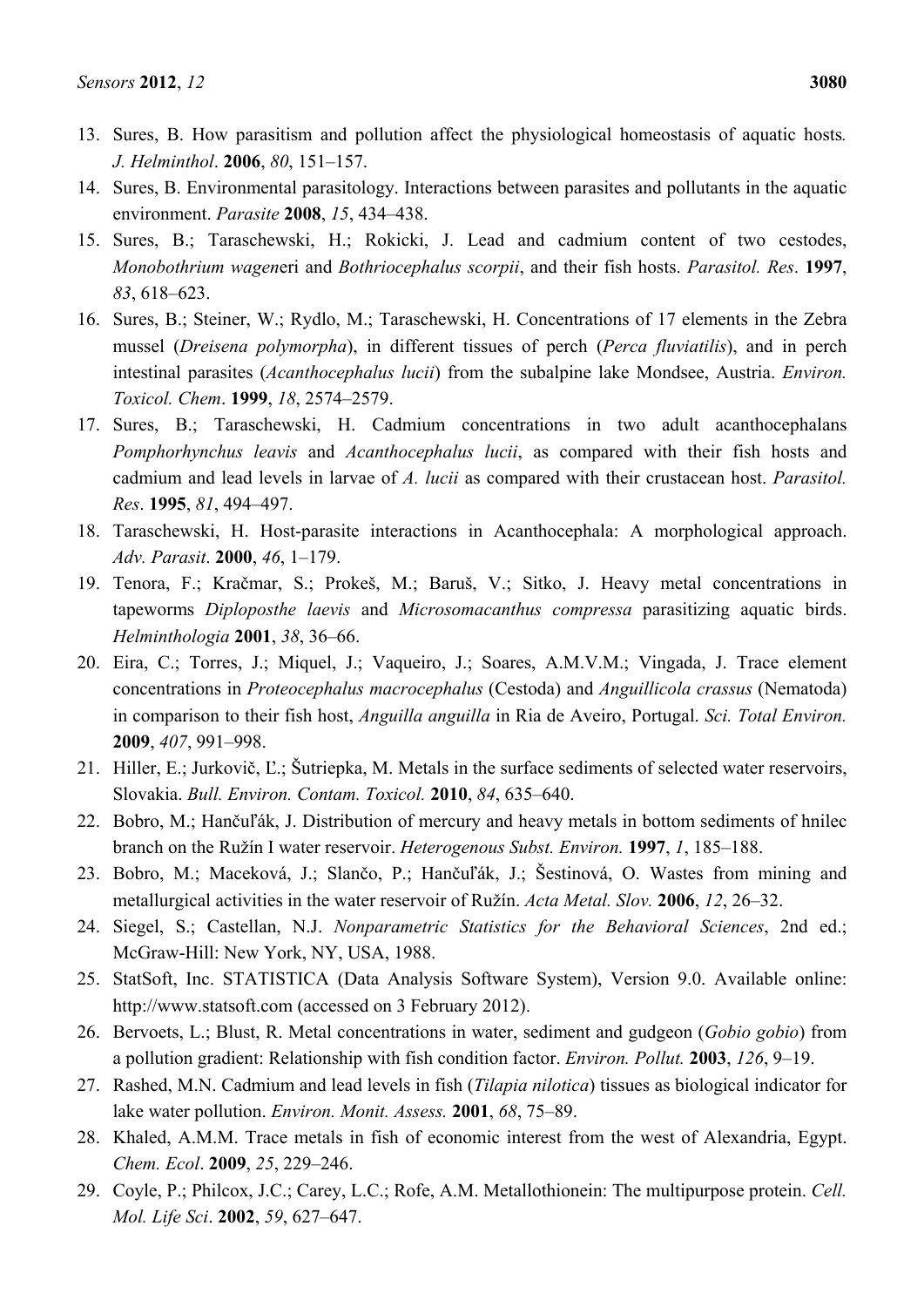13. Sures, B. How parasitism and pollution affect the physiological homeostasis of aquatic hosts*.* *J. Helminthol*. **2006**, *80*, 151–157.
14. Sures, B. Environmental parasitology. Interactions between parasites and pollutants in the aquatic environment. *Parasite* **2008**, *15*, 434–438.
15. Sures, B.; Taraschewski, H.; Rokicki, J. Lead and cadmium content of two cestodes, *Monobothrium wagen*eri and *Bothriocephalus scorpii*, and their fish hosts. *Parasitol. Res*. **1997**, *83*, 618–623.
16. Sures, B.; Steiner, W.; Rydlo, M.; Taraschewski, H. Concentrations of 17 elements in the Zebra mussel (*Dreisena polymorpha*), in different tissues of perch (*Perca fluviatilis*), and in perch intestinal parasites (*Acanthocephalus lucii*) from the subalpine lake Mondsee, Austria. *Environ. Toxicol. Chem*. **1999**, *18*, 2574–2579.
17. Sures, B.; Taraschewski, H. Cadmium concentrations in two adult acanthocephalans *Pomphorhynchus leavis* and *Acanthocephalus lucii*, as compared with their fish hosts and cadmium and lead levels in larvae of *A. lucii* as compared with their crustacean host. *Parasitol. Res*. **1995**, *81*, 494–497.
18. Taraschewski, H. Host-parasite interactions in Acanthocephala: A morphological approach. *Adv. Parasit*. **2000**, *46*, 1–179.
19. Tenora, F.; Kračmar, S.; Prokeš, M.; Baruš, V.; Sitko, J. Heavy metal concentrations in tapeworms *Diploposthe laevis* and *Microsomacanthus compressa* parasitizing aquatic birds. *Helminthologia* **2001**, *38*, 36–66.
20. Eira, C.; Torres, J.; Miquel, J.; Vaqueiro, J.; Soares, A.M.V.M.; Vingada, J. Trace element concentrations in *Proteocephalus macrocephalus* (Cestoda) and *Anguillicola crassus* (Nematoda) in comparison to their fish host, *Anguilla anguilla* in Ria de Aveiro, Portugal. *Sci. Total Environ.* **2009**, *407*, 991–998.
21. Hiller, E.; Jurkovič, Ľ.; Šutriepka, M. Metals in the surface sediments of selected water reservoirs, Slovakia. *Bull. Environ. Contam. Toxicol.* **2010**, *84*, 635–640.
22. Bobro, M.; Hančuľák, J. Distribution of mercury and heavy metals in bottom sediments of hnilec branch on the Ružín I water reservoir. *Heterogenous Subst. Environ.* **1997**, *1*, 185–188.
23. Bobro, M.; Maceková, J.; Slančo, P.; Hančuľák, J.; Šestinová, O. Wastes from mining and metallurgical activities in the water reservoir of Ružín. *Acta Metal. Slov.* **2006**, *12*, 26–32.
24. Siegel, S.; Castellan, N.J. *Nonparametric Statistics for the Behavioral Sciences*, 2nd ed.; McGraw-Hill: New York, NY, USA, 1988.
25. StatSoft, Inc. STATISTICA (Data Analysis Software System), Version 9.0. Available online: http://www.statsoft.com (accessed on 3 February 2012).
26. Bervoets, L.; Blust, R. Metal concentrations in water, sediment and gudgeon (*Gobio gobio*) from a pollution gradient: Relationship with fish condition factor. *Environ. Pollut.* **2003**, *126*, 9–19.
27. Rashed, M.N. Cadmium and lead levels in fish (*Tilapia nilotica*) tissues as biological indicator for lake water pollution. *Environ. Monit. Assess.* **2001**, *68*, 75–89.
28. Khaled, A.M.M. Trace metals in fish of economic interest from the west of Alexandria, Egypt. *Chem. Ecol*. **2009**, *25*, 229–246.
29. Coyle, P.; Philcox, J.C.; Carey, L.C.; Rofe, A.M. Metallothionein: The multipurpose protein. *Cell. Mol. Life Sci*. **2002**, *59*, 627–647.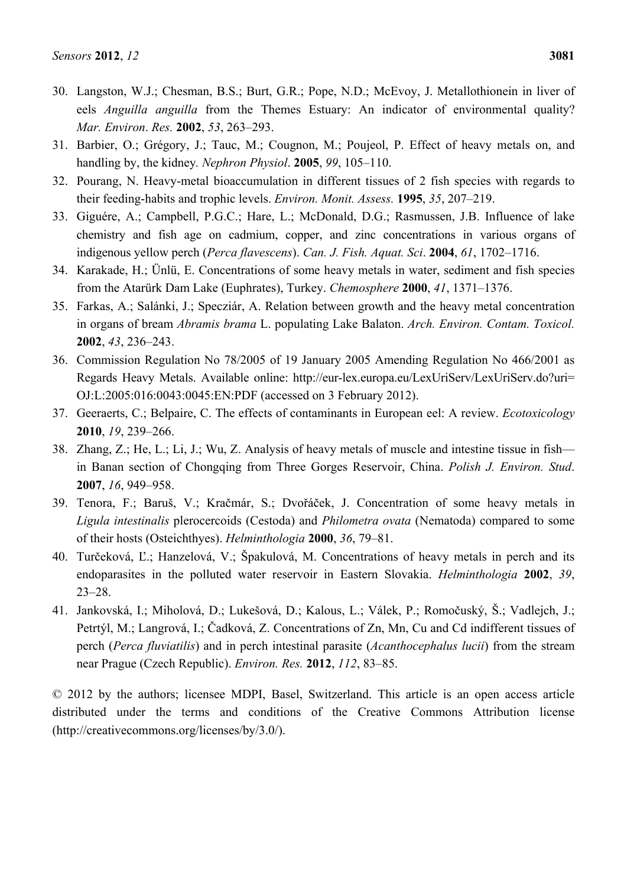30. Langston, W.J.; Chesman, B.S.; Burt, G.R.; Pope, N.D.; McEvoy, J. Metallothionein in liver of eels *Anguilla anguilla* from the Themes Estuary: An indicator of environmental quality? *Mar. Environ. Res.* **2002**, *53*, 263–293.
31. Barbier, O.; Grégory, J.; Tauc, M.; Cougnon, M.; Poujeol, P. Effect of heavy metals on, and handling by, the kidney. *Nephron Physiol*. **2005**, *99*, 105–110.
32. Pourang, N. Heavy-metal bioaccumulation in different tissues of 2 fish species with regards to their feeding-habits and trophic levels. *Environ. Monit. Assess.* **1995**, *35*, 207–219.
33. Giguére, A.; Campbell, P.G.C.; Hare, L.; McDonald, D.G.; Rasmussen, J.B. Influence of lake chemistry and fish age on cadmium, copper, and zinc concentrations in various organs of indigenous yellow perch (*Perca flavescens*). *Can. J. Fish. Aquat. Sci*. **2004**, *61*, 1702–1716.
34. Karakade, H.; Ünlü, E. Concentrations of some heavy metals in water, sediment and fish species from the Atarürk Dam Lake (Euphrates), Turkey. *Chemosphere* **2000**, *41*, 1371–1376.
35. Farkas, A.; Salánki, J.; Specziár, A. Relation between growth and the heavy metal concentration in organs of bream *Abramis brama* L. populating Lake Balaton. *Arch. Environ. Contam. Toxicol.* **2002**, *43*, 236–243.
36. Commission Regulation No 78/2005 of 19 January 2005 Amending Regulation No 466/2001 as Regards Heavy Metals. Available online: http://eur-lex.europa.eu/LexUriServ/LexUriServ.do?uri=OJ:L:2005:016:0043:0045:EN:PDF (accessed on 3 February 2012).
37. Geeraerts, C.; Belpaire, C. The effects of contaminants in European eel: A review. *Ecotoxicology* **2010**, *19*, 239–266.
38. Zhang, Z.; He, L.; Li, J.; Wu, Z. Analysis of heavy metals of muscle and intestine tissue in fish—in Banan section of Chongqing from Three Gorges Reservoir, China. *Polish J. Environ. Stud*. **2007**, *16*, 949–958.
39. Tenora, F.; Baruš, V.; Kračmár, S.; Dvořáček, J. Concentration of some heavy metals in *Ligula intestinalis* plerocercoids (Cestoda) and *Philometra ovata* (Nematoda) compared to some of their hosts (Osteichthyes). *Helminthologia* **2000**, *36*, 79–81.
40. Turčeková, Ľ.; Hanzelová, V.; Špakulová, M. Concentrations of heavy metals in perch and its endoparasites in the polluted water reservoir in Eastern Slovakia. *Helminthologia* **2002**, *39*, 23–28.
41. Jankovská, I.; Miholová, D.; Lukešová, D.; Kalous, L.; Válek, P.; Romočuský, Š.; Vadlejch, J.; Petrtýl, M.; Langrová, I.; Čadková, Z. Concentrations of Zn, Mn, Cu and Cd indifferent tissues of perch (*Perca fluviatilis*) and in perch intestinal parasite (*Acanthocephalus lucii*) from the stream near Prague (Czech Republic). *Environ. Res.* **2012**, *112*, 83–85.

© 2012 by the authors; licensee MDPI, Basel, Switzerland. This article is an open access article distributed under the terms and conditions of the Creative Commons Attribution license (http://creativecommons.org/licenses/by/3.0/).